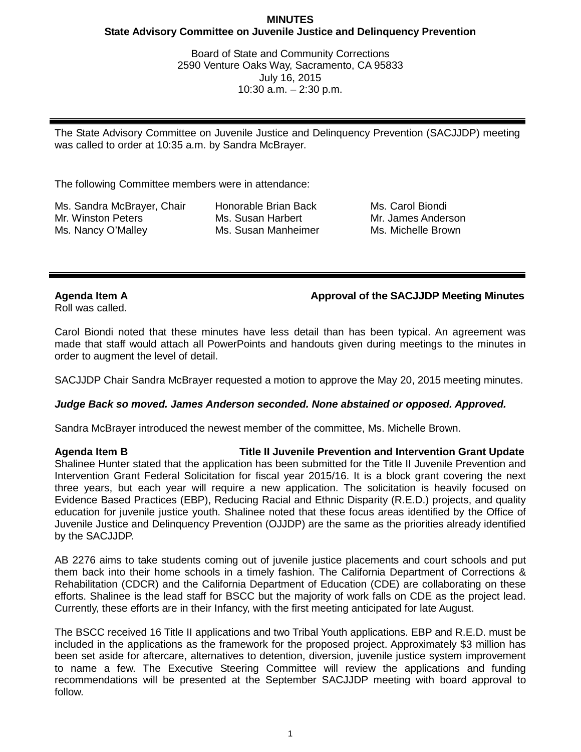**MINUTES**
**State Advisory Committee on Juvenile Justice and Delinquency Prevention**

Board of State and Community Corrections
2590 Venture Oaks Way, Sacramento, CA 95833
July 16, 2015
10:30 a.m. – 2:30 p.m.

---

The State Advisory Committee on Juvenile Justice and Delinquency Prevention (SACJJDP) meeting was called to order at 10:35 a.m. by Sandra McBrayer.

The following Committee members were in attendance:

Ms. Sandra McBrayer, Chair
Mr. Winston Peters
Ms. Nancy O'Malley
Honorable Brian Back
Ms. Susan Harbert
Ms. Susan Manheimer
Ms. Carol Biondi
Mr. James Anderson
Ms. Michelle Brown

---

**Agenda Item A — Approval of the SACJJDP Meeting Minutes**

Roll was called.

Carol Biondi noted that these minutes have less detail than has been typical. An agreement was made that staff would attach all PowerPoints and handouts given during meetings to the minutes in order to augment the level of detail.

SACJJDP Chair Sandra McBrayer requested a motion to approve the May 20, 2015 meeting minutes.

***Judge Back so moved. James Anderson seconded. None abstained or opposed. Approved.***

Sandra McBrayer introduced the newest member of the committee, Ms. Michelle Brown.

**Agenda Item B — Title II Juvenile Prevention and Intervention Grant Update**

Shalinee Hunter stated that the application has been submitted for the Title II Juvenile Prevention and Intervention Grant Federal Solicitation for fiscal year 2015/16. It is a block grant covering the next three years, but each year will require a new application. The solicitation is heavily focused on Evidence Based Practices (EBP), Reducing Racial and Ethnic Disparity (R.E.D.) projects, and quality education for juvenile justice youth. Shalinee noted that these focus areas identified by the Office of Juvenile Justice and Delinquency Prevention (OJJDP) are the same as the priorities already identified by the SACJJDP.

AB 2276 aims to take students coming out of juvenile justice placements and court schools and put them back into their home schools in a timely fashion. The California Department of Corrections & Rehabilitation (CDCR) and the California Department of Education (CDE) are collaborating on these efforts. Shalinee is the lead staff for BSCC but the majority of work falls on CDE as the project lead. Currently, these efforts are in their Infancy, with the first meeting anticipated for late August.

The BSCC received 16 Title II applications and two Tribal Youth applications. EBP and R.E.D. must be included in the applications as the framework for the proposed project. Approximately $3 million has been set aside for aftercare, alternatives to detention, diversion, juvenile justice system improvement to name a few. The Executive Steering Committee will review the applications and funding recommendations will be presented at the September SACJJDP meeting with board approval to follow.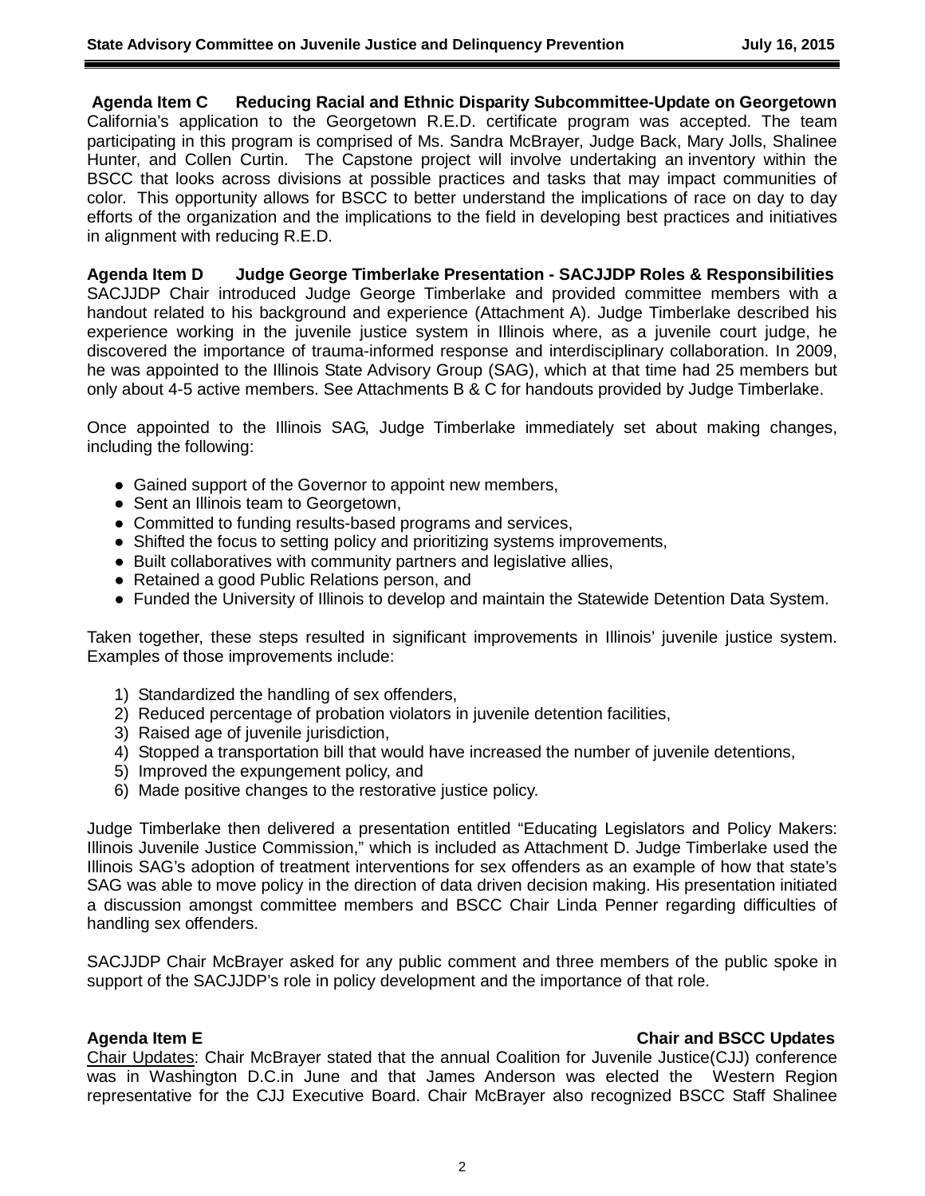**Agenda Item C Reducing Racial and Ethnic Disparity Subcommittee-Update on Georgetown**

California's application to the Georgetown R.E.D. certificate program was accepted. The team participating in this program is comprised of Ms. Sandra McBrayer, Judge Back, Mary Jolls, Shalinee Hunter, and Collen Curtin. The Capstone project will involve undertaking an inventory within the BSCC that looks across divisions at possible practices and tasks that may impact communities of color. This opportunity allows for BSCC to better understand the implications of race on day to day efforts of the organization and the implications to the field in developing best practices and initiatives in alignment with reducing R.E.D.

**Agenda Item D Judge George Timberlake Presentation - SACJJDP Roles & Responsibilities**

SACJJDP Chair introduced Judge George Timberlake and provided committee members with a handout related to his background and experience (Attachment A). Judge Timberlake described his experience working in the juvenile justice system in Illinois where, as a juvenile court judge, he discovered the importance of trauma-informed response and interdisciplinary collaboration. In 2009, he was appointed to the Illinois State Advisory Group (SAG), which at that time had 25 members but only about 4-5 active members. See Attachments B & C for handouts provided by Judge Timberlake.

Once appointed to the Illinois SAG, Judge Timberlake immediately set about making changes, including the following:

- Gained support of the Governor to appoint new members,
- Sent an Illinois team to Georgetown,
- Committed to funding results-based programs and services,
- Shifted the focus to setting policy and prioritizing systems improvements,
- Built collaboratives with community partners and legislative allies,
- Retained a good Public Relations person, and
- Funded the University of Illinois to develop and maintain the Statewide Detention Data System.

Taken together, these steps resulted in significant improvements in Illinois' juvenile justice system. Examples of those improvements include:

1) Standardized the handling of sex offenders,
2) Reduced percentage of probation violators in juvenile detention facilities,
3) Raised age of juvenile jurisdiction,
4) Stopped a transportation bill that would have increased the number of juvenile detentions,
5) Improved the expungement policy, and
6) Made positive changes to the restorative justice policy.

Judge Timberlake then delivered a presentation entitled "Educating Legislators and Policy Makers: Illinois Juvenile Justice Commission," which is included as Attachment D. Judge Timberlake used the Illinois SAG's adoption of treatment interventions for sex offenders as an example of how that state's SAG was able to move policy in the direction of data driven decision making. His presentation initiated a discussion amongst committee members and BSCC Chair Linda Penner regarding difficulties of handling sex offenders.

SACJJDP Chair McBrayer asked for any public comment and three members of the public spoke in support of the SACJJDP's role in policy development and the importance of that role.

**Agenda Item E Chair and BSCC Updates**

Chair Updates: Chair McBrayer stated that the annual Coalition for Juvenile Justice(CJJ) conference was in Washington D.C.in June and that James Anderson was elected the Western Region representative for the CJJ Executive Board. Chair McBrayer also recognized BSCC Staff Shalinee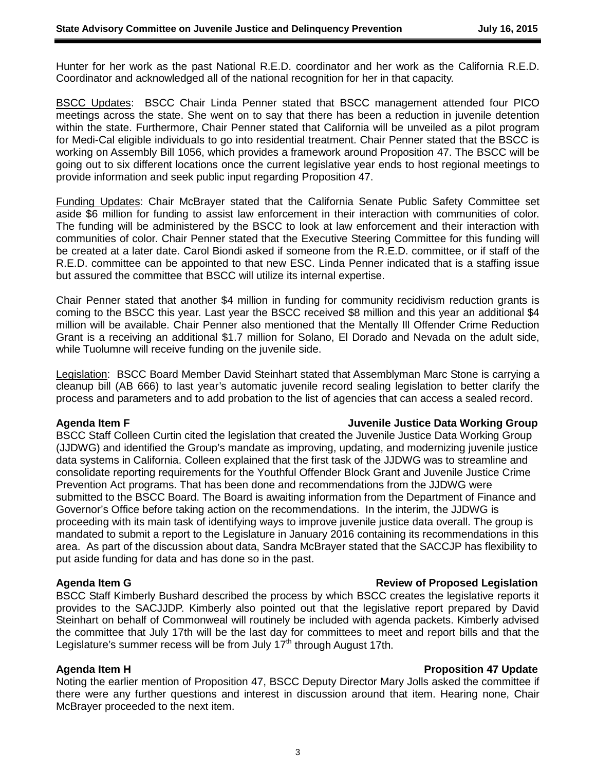Hunter for her work as the past National R.E.D. coordinator and her work as the California R.E.D. Coordinator and acknowledged all of the national recognition for her in that capacity.

BSCC Updates: BSCC Chair Linda Penner stated that BSCC management attended four PICO meetings across the state. She went on to say that there has been a reduction in juvenile detention within the state. Furthermore, Chair Penner stated that California will be unveiled as a pilot program for Medi-Cal eligible individuals to go into residential treatment. Chair Penner stated that the BSCC is working on Assembly Bill 1056, which provides a framework around Proposition 47. The BSCC will be going out to six different locations once the current legislative year ends to host regional meetings to provide information and seek public input regarding Proposition 47.

Funding Updates: Chair McBrayer stated that the California Senate Public Safety Committee set aside $6 million for funding to assist law enforcement in their interaction with communities of color. The funding will be administered by the BSCC to look at law enforcement and their interaction with communities of color. Chair Penner stated that the Executive Steering Committee for this funding will be created at a later date. Carol Biondi asked if someone from the R.E.D. committee, or if staff of the R.E.D. committee can be appointed to that new ESC. Linda Penner indicated that is a staffing issue but assured the committee that BSCC will utilize its internal expertise.

Chair Penner stated that another $4 million in funding for community recidivism reduction grants is coming to the BSCC this year. Last year the BSCC received $8 million and this year an additional $4 million will be available. Chair Penner also mentioned that the Mentally Ill Offender Crime Reduction Grant is a receiving an additional $1.7 million for Solano, El Dorado and Nevada on the adult side, while Tuolumne will receive funding on the juvenile side.

Legislation: BSCC Board Member David Steinhart stated that Assemblyman Marc Stone is carrying a cleanup bill (AB 666) to last year's automatic juvenile record sealing legislation to better clarify the process and parameters and to add probation to the list of agencies that can access a sealed record.

**Agenda Item F — Juvenile Justice Data Working Group**

BSCC Staff Colleen Curtin cited the legislation that created the Juvenile Justice Data Working Group (JJDWG) and identified the Group's mandate as improving, updating, and modernizing juvenile justice data systems in California. Colleen explained that the first task of the JJDWG was to streamline and consolidate reporting requirements for the Youthful Offender Block Grant and Juvenile Justice Crime Prevention Act programs. That has been done and recommendations from the JJDWG were submitted to the BSCC Board. The Board is awaiting information from the Department of Finance and Governor's Office before taking action on the recommendations. In the interim, the JJDWG is proceeding with its main task of identifying ways to improve juvenile justice data overall. The group is mandated to submit a report to the Legislature in January 2016 containing its recommendations in this area. As part of the discussion about data, Sandra McBrayer stated that the SACCJP has flexibility to put aside funding for data and has done so in the past.

**Agenda Item G — Review of Proposed Legislation**

BSCC Staff Kimberly Bushard described the process by which BSCC creates the legislative reports it provides to the SACJJDP. Kimberly also pointed out that the legislative report prepared by David Steinhart on behalf of Commonweal will routinely be included with agenda packets. Kimberly advised the committee that July 17th will be the last day for committees to meet and report bills and that the Legislature's summer recess will be from July 17th through August 17th.

**Agenda Item H — Proposition 47 Update**

Noting the earlier mention of Proposition 47, BSCC Deputy Director Mary Jolls asked the committee if there were any further questions and interest in discussion around that item. Hearing none, Chair McBrayer proceeded to the next item.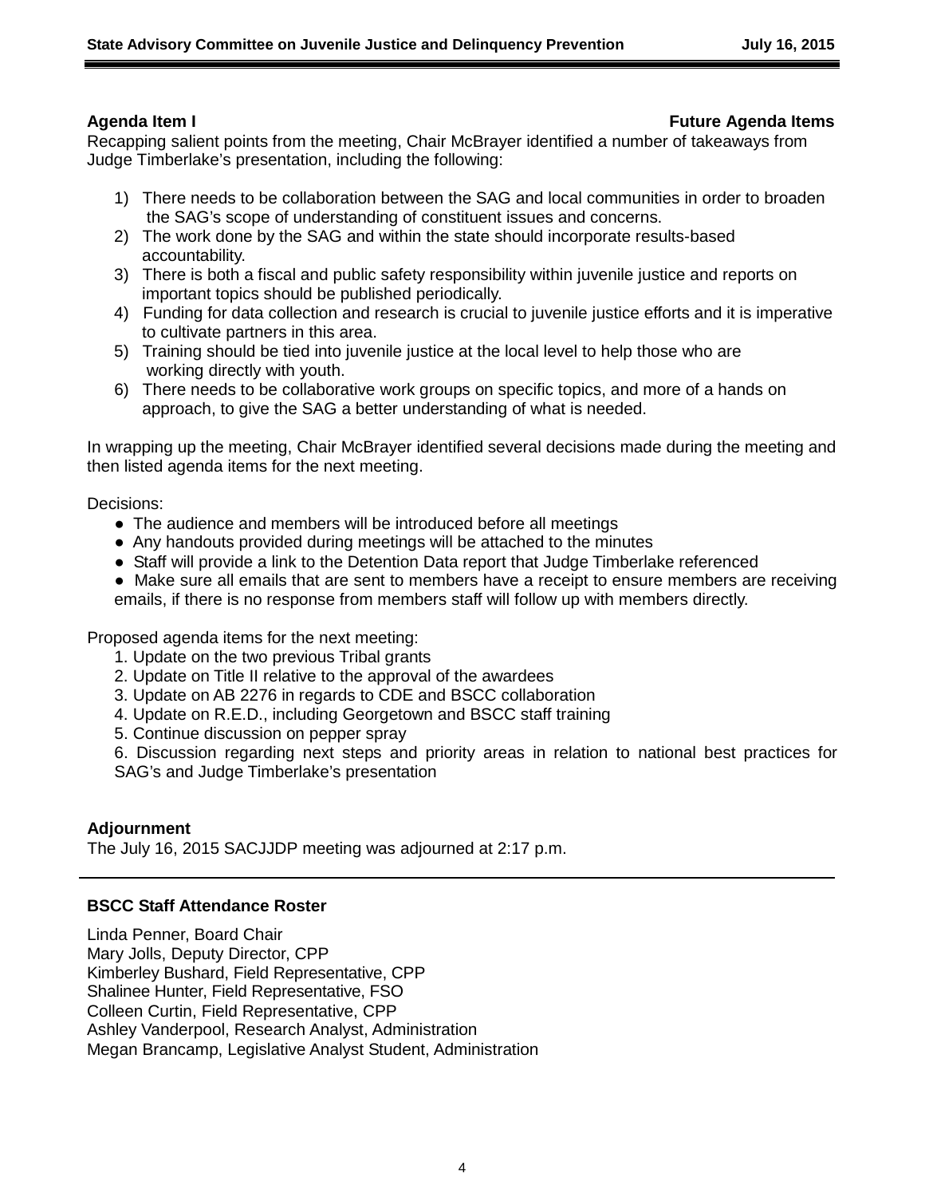**Agenda Item I** **Future Agenda Items**

Recapping salient points from the meeting, Chair McBrayer identified a number of takeaways from Judge Timberlake's presentation, including the following:

1) There needs to be collaboration between the SAG and local communities in order to broaden the SAG's scope of understanding of constituent issues and concerns.
2) The work done by the SAG and within the state should incorporate results-based accountability.
3) There is both a fiscal and public safety responsibility within juvenile justice and reports on important topics should be published periodically.
4) Funding for data collection and research is crucial to juvenile justice efforts and it is imperative to cultivate partners in this area.
5) Training should be tied into juvenile justice at the local level to help those who are working directly with youth.
6) There needs to be collaborative work groups on specific topics, and more of a hands on approach, to give the SAG a better understanding of what is needed.

In wrapping up the meeting, Chair McBrayer identified several decisions made during the meeting and then listed agenda items for the next meeting.

Decisions:

- The audience and members will be introduced before all meetings
- Any handouts provided during meetings will be attached to the minutes
- Staff will provide a link to the Detention Data report that Judge Timberlake referenced
- Make sure all emails that are sent to members have a receipt to ensure members are receiving emails, if there is no response from members staff will follow up with members directly.

Proposed agenda items for the next meeting:

1. Update on the two previous Tribal grants
2. Update on Title II relative to the approval of the awardees
3. Update on AB 2276 in regards to CDE and BSCC collaboration
4. Update on R.E.D., including Georgetown and BSCC staff training
5. Continue discussion on pepper spray
6. Discussion regarding next steps and priority areas in relation to national best practices for SAG's and Judge Timberlake's presentation

**Adjournment**

The July 16, 2015 SACJJDP meeting was adjourned at 2:17 p.m.

---

**BSCC Staff Attendance Roster**

Linda Penner, Board Chair
Mary Jolls, Deputy Director, CPP
Kimberley Bushard, Field Representative, CPP
Shalinee Hunter, Field Representative, FSO
Colleen Curtin, Field Representative, CPP
Ashley Vanderpool, Research Analyst, Administration
Megan Brancamp, Legislative Analyst Student, Administration